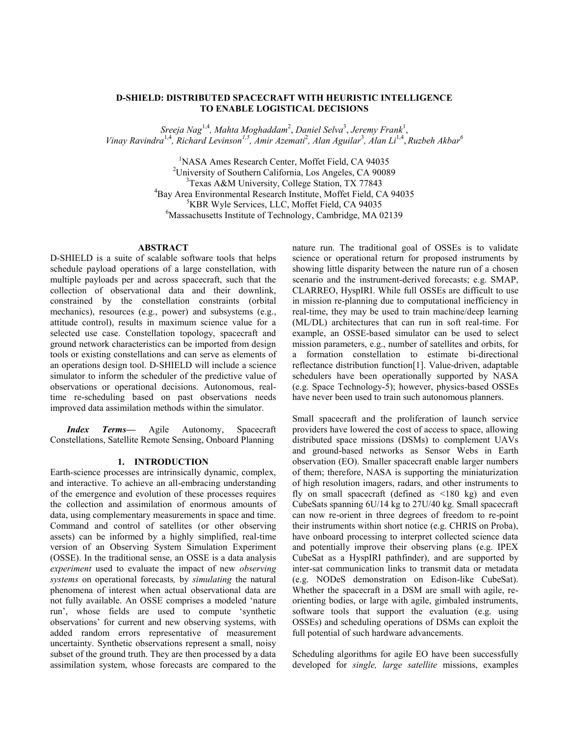# D-SHIELD: DISTRIBUTED SPACECRAFT WITH HEURISTIC INTELLIGENCE TO ENABLE LOGISTICAL DECISIONS

*Sreeja Nag*[1,4], *Mahta Moghaddam*[2], *Daniel Selva*[3], *Jeremy Frank*[1], *Vinay Ravindra*[1,4], *Richard Levinson*[1,5], *Amir Azemati*[2], *Alan Aguilar*[3], *Alan Li*[1,4], *Ruzbeh Akbar*[6]

[1]NASA Ames Research Center, Moffet Field, CA 94035
[2]University of Southern California, Los Angeles, CA 90089
[3]Texas A&M University, College Station, TX 77843
[4]Bay Area Environmental Research Institute, Moffet Field, CA 94035
[5]KBR Wyle Services, LLC, Moffet Field, CA 94035
[6]Massachusetts Institute of Technology, Cambridge, MA 02139

## ABSTRACT

D-SHIELD is a suite of scalable software tools that helps schedule payload operations of a large constellation, with multiple payloads per and across spacecraft, such that the collection of observational data and their downlink, constrained by the constellation constraints (orbital mechanics), resources (e.g., power) and subsystems (e.g., attitude control), results in maximum science value for a selected use case. Constellation topology, spacecraft and ground network characteristics can be imported from design tools or existing constellations and can serve as elements of an operations design tool. D-SHIELD will include a science simulator to inform the scheduler of the predictive value of observations or operational decisions. Autonomous, real-time re-scheduling based on past observations needs improved data assimilation methods within the simulator.

***Index Terms***— Agile Autonomy, Spacecraft Constellations, Satellite Remote Sensing, Onboard Planning

## 1. INTRODUCTION

Earth-science processes are intrinsically dynamic, complex, and interactive. To achieve an all-embracing understanding of the emergence and evolution of these processes requires the collection and assimilation of enormous amounts of data, using complementary measurements in space and time. Command and control of satellites (or other observing assets) can be informed by a highly simplified, real-time version of an Observing System Simulation Experiment (OSSE). In the traditional sense, an OSSE is a data analysis *experiment* used to evaluate the impact of new *observing systems* on operational forecasts*,* by *simulating* the natural phenomena of interest when actual observational data are not fully available. An OSSE comprises a modeled 'nature run', whose fields are used to compute 'synthetic observations' for current and new observing systems, with added random errors representative of measurement uncertainty. Synthetic observations represent a small, noisy subset of the ground truth. They are then processed by a data assimilation system, whose forecasts are compared to the nature run. The traditional goal of OSSEs is to validate science or operational return for proposed instruments by showing little disparity between the nature run of a chosen scenario and the instrument-derived forecasts; e.g. SMAP, CLARREO, HyspIRI. While full OSSEs are difficult to use in mission re-planning due to computational inefficiency in real-time, they may be used to train machine/deep learning (ML/DL) architectures that can run in soft real-time. For example, an OSSE-based simulator can be used to select mission parameters, e.g., number of satellites and orbits, for a formation constellation to estimate bi-directional reflectance distribution function[1]. Value-driven, adaptable schedulers have been operationally supported by NASA (e.g. Space Technology-5); however, physics-based OSSEs have never been used to train such autonomous planners.

Small spacecraft and the proliferation of launch service providers have lowered the cost of access to space, allowing distributed space missions (DSMs) to complement UAVs and ground-based networks as Sensor Webs in Earth observation (EO). Smaller spacecraft enable larger numbers of them; therefore, NASA is supporting the miniaturization of high resolution imagers, radars, and other instruments to fly on small spacecraft (defined as <180 kg) and even CubeSats spanning 6U/14 kg to 27U/40 kg. Small spacecraft can now re-orient in three degrees of freedom to re-point their instruments within short notice (e.g. CHRIS on Proba), have onboard processing to interpret collected science data and potentially improve their observing plans (e.g. IPEX CubeSat as a HyspIRI pathfinder), and are supported by inter-sat communication links to transmit data or metadata (e.g. NODeS demonstration on Edison-like CubeSat). Whether the spacecraft in a DSM are small with agile, re-orienting bodies, or large with agile, gimbaled instruments, software tools that support the evaluation (e.g. using OSSEs) and scheduling operations of DSMs can exploit the full potential of such hardware advancements.

Scheduling algorithms for agile EO have been successfully developed for *single, large satellite* missions, examples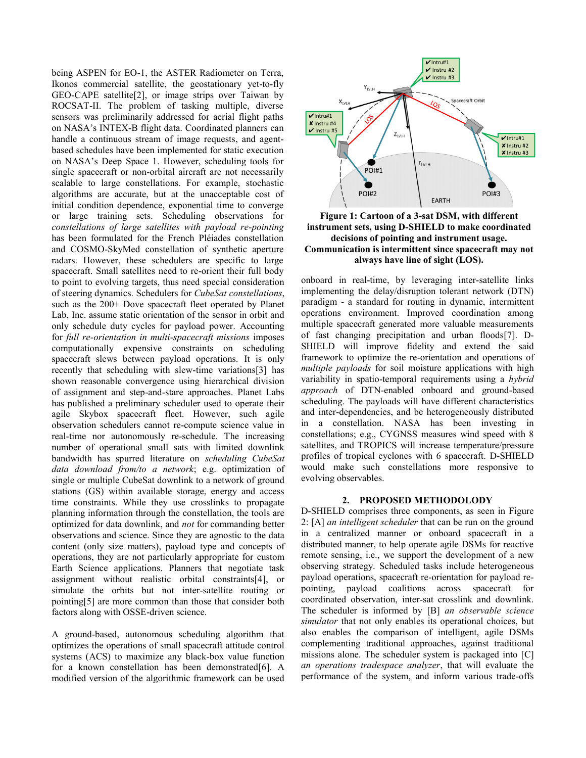being ASPEN for EO-1, the ASTER Radiometer on Terra, Ikonos commercial satellite, the geostationary yet-to-fly GEO-CAPE satellite[2], or image strips over Taiwan by ROCSAT-II. The problem of tasking multiple, diverse sensors was preliminarily addressed for aerial flight paths on NASA's INTEX-B flight data. Coordinated planners can handle a continuous stream of image requests, and agent-based schedules have been implemented for static execution on NASA's Deep Space 1. However, scheduling tools for single spacecraft or non-orbital aircraft are not necessarily scalable to large constellations. For example, stochastic algorithms are accurate, but at the unacceptable cost of initial condition dependence, exponential time to converge or large training sets. Scheduling observations for *constellations of large satellites with payload re-pointing* has been formulated for the French Pléiades constellation and COSMO-SkyMed constellation of synthetic aperture radars. However, these schedulers are specific to large spacecraft. Small satellites need to re-orient their full body to point to evolving targets, thus need special consideration of steering dynamics. Schedulers for *CubeSat constellations*, such as the 200+ Dove spacecraft fleet operated by Planet Lab, Inc. assume static orientation of the sensor in orbit and only schedule duty cycles for payload power. Accounting for *full re-orientation in multi-spacecraft missions* imposes computationally expensive constraints on scheduling spacecraft slews between payload operations. It is only recently that scheduling with slew-time variations[3] has shown reasonable convergence using hierarchical division of assignment and step-and-stare approaches. Planet Labs has published a preliminary scheduler used to operate their agile Skybox spacecraft fleet. However, such agile observation schedulers cannot re-compute science value in real-time nor autonomously re-schedule. The increasing number of operational small sats with limited downlink bandwidth has spurred literature on *scheduling CubeSat data download from/to a network*; e.g. optimization of single or multiple CubeSat downlink to a network of ground stations (GS) within available storage, energy and access time constraints. While they use crosslinks to propagate planning information through the constellation, the tools are optimized for data downlink, and *not* for commanding better observations and science. Since they are agnostic to the data content (only size matters), payload type and concepts of operations, they are not particularly appropriate for custom Earth Science applications. Planners that negotiate task assignment without realistic orbital constraints[4], or simulate the orbits but not inter-satellite routing or pointing[5] are more common than those that consider both factors along with OSSE-driven science.

A ground-based, autonomous scheduling algorithm that optimizes the operations of small spacecraft attitude control systems (ACS) to maximize any black-box value function for a known constellation has been demonstrated[6]. A modified version of the algorithmic framework can be used

**Figure 1: Cartoon of a 3-sat DSM, with different instrument sets, using D-SHIELD to make coordinated decisions of pointing and instrument usage. Communication is intermittent since spacecraft may not always have line of sight (LOS).**

onboard in real-time, by leveraging inter-satellite links implementing the delay/disruption tolerant network (DTN) paradigm - a standard for routing in dynamic, intermittent operations environment. Improved coordination among multiple spacecraft generated more valuable measurements of fast changing precipitation and urban floods[7]. D-SHIELD will improve fidelity and extend the said framework to optimize the re-orientation and operations of *multiple payloads* for soil moisture applications with high variability in spatio-temporal requirements using a *hybrid approach* of DTN-enabled onboard and ground-based scheduling. The payloads will have different characteristics and inter-dependencies, and be heterogeneously distributed in a constellation. NASA has been investing in constellations; e.g., CYGNSS measures wind speed with 8 satellites, and TROPICS will increase temperature/pressure profiles of tropical cyclones with 6 spacecraft. D-SHIELD would make such constellations more responsive to evolving observables.

## 2. PROPOSED METHODOLODY

D-SHIELD comprises three components, as seen in Figure 2: [A] *an intelligent scheduler* that can be run on the ground in a centralized manner or onboard spacecraft in a distributed manner, to help operate agile DSMs for reactive remote sensing, i.e., we support the development of a new observing strategy. Scheduled tasks include heterogeneous payload operations, spacecraft re-orientation for payload re-pointing, payload coalitions across spacecraft for coordinated observation, inter-sat crosslink and downlink. The scheduler is informed by [B] *an observable science simulator* that not only enables its operational choices, but also enables the comparison of intelligent, agile DSMs complementing traditional approaches, against traditional missions alone. The scheduler system is packaged into [C] *an operations tradespace analyzer*, that will evaluate the performance of the system, and inform various trade-offs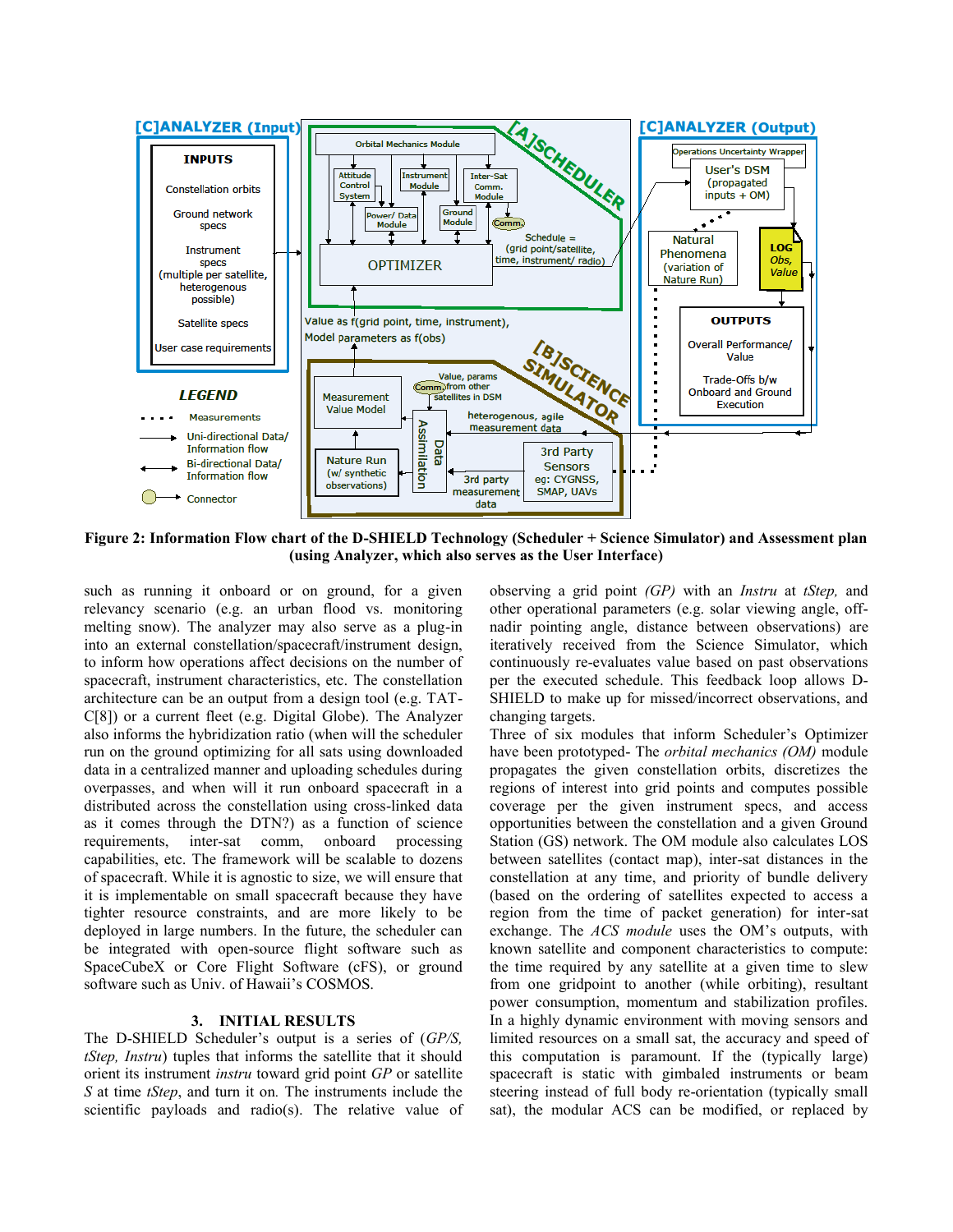**Figure 2: Information Flow chart of the D-SHIELD Technology (Scheduler + Science Simulator) and Assessment plan (using Analyzer, which also serves as the User Interface)**

such as running it onboard or on ground, for a given relevancy scenario (e.g. an urban flood vs. monitoring melting snow). The analyzer may also serve as a plug-in into an external constellation/spacecraft/instrument design, to inform how operations affect decisions on the number of spacecraft, instrument characteristics, etc. The constellation architecture can be an output from a design tool (e.g. TAT-C[8]) or a current fleet (e.g. Digital Globe). The Analyzer also informs the hybridization ratio (when will the scheduler run on the ground optimizing for all sats using downloaded data in a centralized manner and uploading schedules during overpasses, and when will it run onboard spacecraft in a distributed across the constellation using cross-linked data as it comes through the DTN?) as a function of science requirements, inter-sat comm, onboard processing capabilities, etc. The framework will be scalable to dozens of spacecraft. While it is agnostic to size, we will ensure that it is implementable on small spacecraft because they have tighter resource constraints, and are more likely to be deployed in large numbers. In the future, the scheduler can be integrated with open-source flight software such as SpaceCubeX or Core Flight Software (cFS), or ground software such as Univ. of Hawaii's COSMOS.

## 3. INITIAL RESULTS

The D-SHIELD Scheduler's output is a series of (*GP/S, tStep, Instru*) tuples that informs the satellite that it should orient its instrument *instru* toward grid point *GP* or satellite *S* at time *tStep*, and turn it on. The instruments include the scientific payloads and radio(s). The relative value of observing a grid point *(GP)* with an *Instru* at *tStep,* and other operational parameters (e.g. solar viewing angle, off-nadir pointing angle, distance between observations) are iteratively received from the Science Simulator, which continuously re-evaluates value based on past observations per the executed schedule. This feedback loop allows D-SHIELD to make up for missed/incorrect observations, and changing targets.

Three of six modules that inform Scheduler's Optimizer have been prototyped- The *orbital mechanics (OM)* module propagates the given constellation orbits, discretizes the regions of interest into grid points and computes possible coverage per the given instrument specs, and access opportunities between the constellation and a given Ground Station (GS) network. The OM module also calculates LOS between satellites (contact map), inter-sat distances in the constellation at any time, and priority of bundle delivery (based on the ordering of satellites expected to access a region from the time of packet generation) for inter-sat exchange. The *ACS module* uses the OM's outputs, with known satellite and component characteristics to compute: the time required by any satellite at a given time to slew from one gridpoint to another (while orbiting), resultant power consumption, momentum and stabilization profiles. In a highly dynamic environment with moving sensors and limited resources on a small sat, the accuracy and speed of this computation is paramount. If the (typically large) spacecraft is static with gimbaled instruments or beam steering instead of full body re-orientation (typically small sat), the modular ACS can be modified, or replaced by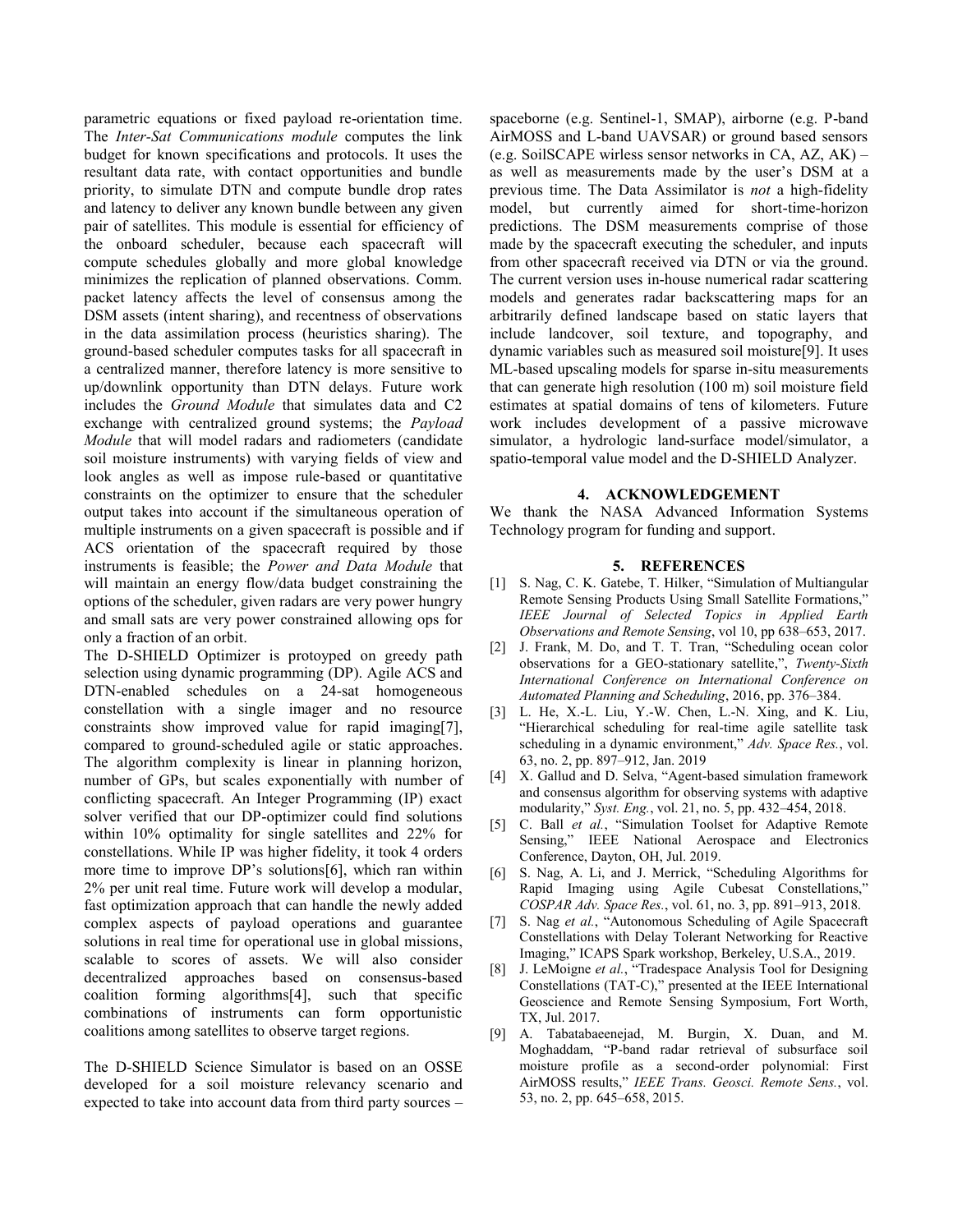parametric equations or fixed payload re-orientation time. The *Inter-Sat Communications module* computes the link budget for known specifications and protocols. It uses the resultant data rate, with contact opportunities and bundle priority, to simulate DTN and compute bundle drop rates and latency to deliver any known bundle between any given pair of satellites. This module is essential for efficiency of the onboard scheduler, because each spacecraft will compute schedules globally and more global knowledge minimizes the replication of planned observations. Comm. packet latency affects the level of consensus among the DSM assets (intent sharing), and recentness of observations in the data assimilation process (heuristics sharing). The ground-based scheduler computes tasks for all spacecraft in a centralized manner, therefore latency is more sensitive to up/downlink opportunity than DTN delays. Future work includes the *Ground Module* that simulates data and C2 exchange with centralized ground systems; the *Payload Module* that will model radars and radiometers (candidate soil moisture instruments) with varying fields of view and look angles as well as impose rule-based or quantitative constraints on the optimizer to ensure that the scheduler output takes into account if the simultaneous operation of multiple instruments on a given spacecraft is possible and if ACS orientation of the spacecraft required by those instruments is feasible; the *Power and Data Module* that will maintain an energy flow/data budget constraining the options of the scheduler, given radars are very power hungry and small sats are very power constrained allowing ops for only a fraction of an orbit.

The D-SHIELD Optimizer is protoyped on greedy path selection using dynamic programming (DP). Agile ACS and DTN-enabled schedules on a 24-sat homogeneous constellation with a single imager and no resource constraints show improved value for rapid imaging[7], compared to ground-scheduled agile or static approaches. The algorithm complexity is linear in planning horizon, number of GPs, but scales exponentially with number of conflicting spacecraft. An Integer Programming (IP) exact solver verified that our DP-optimizer could find solutions within 10% optimality for single satellites and 22% for constellations. While IP was higher fidelity, it took 4 orders more time to improve DP's solutions[6], which ran within 2% per unit real time. Future work will develop a modular, fast optimization approach that can handle the newly added complex aspects of payload operations and guarantee solutions in real time for operational use in global missions, scalable to scores of assets. We will also consider decentralized approaches based on consensus-based coalition forming algorithms[4], such that specific combinations of instruments can form opportunistic coalitions among satellites to observe target regions.

The D-SHIELD Science Simulator is based on an OSSE developed for a soil moisture relevancy scenario and expected to take into account data from third party sources – spaceborne (e.g. Sentinel-1, SMAP), airborne (e.g. P-band AirMOSS and L-band UAVSAR) or ground based sensors (e.g. SoilSCAPE wireless sensor networks in CA, AZ, AK) – as well as measurements made by the user's DSM at a previous time. The Data Assimilator is *not* a high-fidelity model, but currently aimed for short-time-horizon predictions. The DSM measurements comprise of those made by the spacecraft executing the scheduler, and inputs from other spacecraft received via DTN or via the ground. The current version uses in-house numerical radar scattering models and generates radar backscattering maps for an arbitrarily defined landscape based on static layers that include landcover, soil texture, and topography, and dynamic variables such as measured soil moisture[9]. It uses ML-based upscaling models for sparse in-situ measurements that can generate high resolution (100 m) soil moisture field estimates at spatial domains of tens of kilometers. Future work includes development of a passive microwave simulator, a hydrologic land-surface model/simulator, a spatio-temporal value model and the D-SHIELD Analyzer.

## 4. ACKNOWLEDGEMENT

We thank the NASA Advanced Information Systems Technology program for funding and support.

## 5. REFERENCES

[1] S. Nag, C. K. Gatebe, T. Hilker, "Simulation of Multiangular Remote Sensing Products Using Small Satellite Formations," *IEEE Journal of Selected Topics in Applied Earth Observations and Remote Sensing*, vol 10, pp 638–653, 2017.

[2] J. Frank, M. Do, and T. T. Tran, "Scheduling ocean color observations for a GEO-stationary satellite,", *Twenty-Sixth International Conference on International Conference on Automated Planning and Scheduling*, 2016, pp. 376–384.

[3] L. He, X.-L. Liu, Y.-W. Chen, L.-N. Xing, and K. Liu, "Hierarchical scheduling for real-time agile satellite task scheduling in a dynamic environment," *Adv. Space Res.*, vol. 63, no. 2, pp. 897–912, Jan. 2019

[4] X. Gallud and D. Selva, "Agent-based simulation framework and consensus algorithm for observing systems with adaptive modularity," *Syst. Eng.*, vol. 21, no. 5, pp. 432–454, 2018.

[5] C. Ball *et al.*, "Simulation Toolset for Adaptive Remote Sensing," IEEE National Aerospace and Electronics Conference, Dayton, OH, Jul. 2019.

[6] S. Nag, A. Li, and J. Merrick, "Scheduling Algorithms for Rapid Imaging using Agile Cubesat Constellations," *COSPAR Adv. Space Res.*, vol. 61, no. 3, pp. 891–913, 2018.

[7] S. Nag *et al.*, "Autonomous Scheduling of Agile Spacecraft Constellations with Delay Tolerant Networking for Reactive Imaging," ICAPS Spark workshop, Berkeley, U.S.A., 2019.

[8] J. LeMoigne *et al.*, "Tradespace Analysis Tool for Designing Constellations (TAT-C)," presented at the IEEE International Geoscience and Remote Sensing Symposium, Fort Worth, TX, Jul. 2017.

[9] A. Tabatabaeenejad, M. Burgin, X. Duan, and M. Moghaddam, "P-band radar retrieval of subsurface soil moisture profile as a second-order polynomial: First AirMOSS results," *IEEE Trans. Geosci. Remote Sens.*, vol. 53, no. 2, pp. 645–658, 2015.